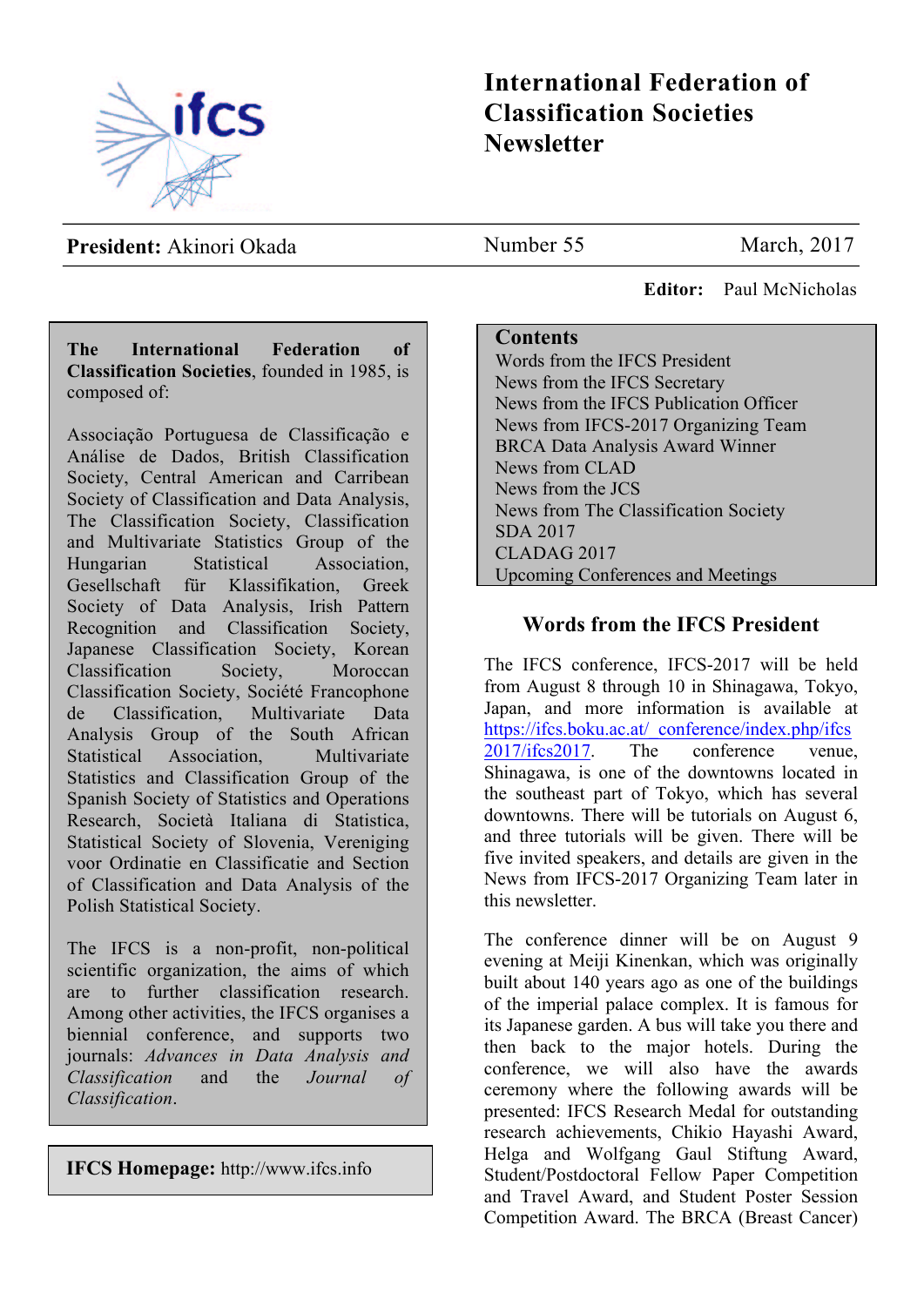# International Federation of Classification Societies Newsletter

**President:** Akinori Okada

Number 55 — March, 2017

**Editor:** Paul McNicholas

**The International Federation of Classification Societies**, founded in 1985, is composed of:

Associação Portuguesa de Classificação e Análise de Dados, British Classification Society, Central American and Carribean Society of Classification and Data Analysis, The Classification Society, Classification and Multivariate Statistics Group of the Hungarian Statistical Association, Gesellschaft für Klassifikation, Greek Society of Data Analysis, Irish Pattern Recognition and Classification Society, Japanese Classification Society, Korean Classification Society, Moroccan Classification Society, Société Francophone de Classification, Multivariate Data Analysis Group of the South African Statistical Association, Multivariate Statistics and Classification Group of the Spanish Society of Statistics and Operations Research, Società Italiana di Statistica, Statistical Society of Slovenia, Vereniging voor Ordinatie en Classificatie and Section of Classification and Data Analysis of the Polish Statistical Society.

The IFCS is a non-profit, non-political scientific organization, the aims of which are to further classification research. Among other activities, the IFCS organises a biennial conference, and supports two journals: *Advances in Data Analysis and Classification* and the *Journal of Classification*.

**IFCS Homepage:** http://www.ifcs.info

## Contents

- Words from the IFCS President
- News from the IFCS Secretary
- News from the IFCS Publication Officer
- News from IFCS-2017 Organizing Team
- BRCA Data Analysis Award Winner
- News from CLAD
- News from the JCS
- News from The Classification Society
- SDA 2017
- CLADAG 2017
- Upcoming Conferences and Meetings

## Words from the IFCS President

The IFCS conference, IFCS-2017 will be held from August 8 through 10 in Shinagawa, Tokyo, Japan, and more information is available at https://ifcs.boku.ac.at/_conference/index.php/ifcs2017/ifcs2017. The conference venue, Shinagawa, is one of the downtowns located in the southeast part of Tokyo, which has several downtowns. There will be tutorials on August 6, and three tutorials will be given. There will be five invited speakers, and details are given in the News from IFCS-2017 Organizing Team later in this newsletter.

The conference dinner will be on August 9 evening at Meiji Kinenkan, which was originally built about 140 years ago as one of the buildings of the imperial palace complex. It is famous for its Japanese garden. A bus will take you there and then back to the major hotels. During the conference, we will also have the awards ceremony where the following awards will be presented: IFCS Research Medal for outstanding research achievements, Chikio Hayashi Award, Helga and Wolfgang Gaul Stiftung Award, Student/Postdoctoral Fellow Paper Competition and Travel Award, and Student Poster Session Competition Award. The BRCA (Breast Cancer)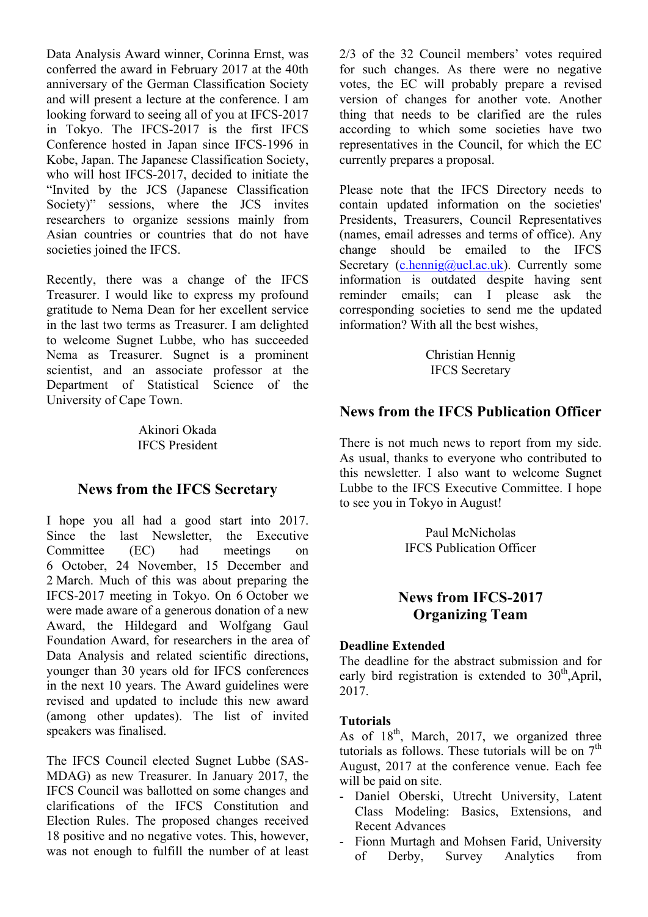Data Analysis Award winner, Corinna Ernst, was conferred the award in February 2017 at the 40th anniversary of the German Classification Society and will present a lecture at the conference. I am looking forward to seeing all of you at IFCS-2017 in Tokyo. The IFCS-2017 is the first IFCS Conference hosted in Japan since IFCS-1996 in Kobe, Japan. The Japanese Classification Society, who will host IFCS-2017, decided to initiate the "Invited by the JCS (Japanese Classification Society)" sessions, where the JCS invites researchers to organize sessions mainly from Asian countries or countries that do not have societies joined the IFCS.

Recently, there was a change of the IFCS Treasurer. I would like to express my profound gratitude to Nema Dean for her excellent service in the last two terms as Treasurer. I am delighted to welcome Sugnet Lubbe, who has succeeded Nema as Treasurer. Sugnet is a prominent scientist, and an associate professor at the Department of Statistical Science of the University of Cape Town.

Akinori Okada
IFCS President

## News from the IFCS Secretary

I hope you all had a good start into 2017. Since the last Newsletter, the Executive Committee (EC) had meetings on 6 October, 24 November, 15 December and 2 March. Much of this was about preparing the IFCS-2017 meeting in Tokyo. On 6 October we were made aware of a generous donation of a new Award, the Hildegard and Wolfgang Gaul Foundation Award, for researchers in the area of Data Analysis and related scientific directions, younger than 30 years old for IFCS conferences in the next 10 years. The Award guidelines were revised and updated to include this new award (among other updates). The list of invited speakers was finalised.

The IFCS Council elected Sugnet Lubbe (SAS-MDAG) as new Treasurer. In January 2017, the IFCS Council was balloted on some changes and clarifications of the IFCS Constitution and Election Rules. The proposed changes received 18 positive and no negative votes. This, however, was not enough to fulfill the number of at least 2/3 of the 32 Council members' votes required for such changes. As there were no negative votes, the EC will probably prepare a revised version of changes for another vote. Another thing that needs to be clarified are the rules according to which some societies have two representatives in the Council, for which the EC currently prepares a proposal.

Please note that the IFCS Directory needs to contain updated information on the societies' Presidents, Treasurers, Council Representatives (names, email adresses and terms of office). Any change should be emailed to the IFCS Secretary (c.hennig@ucl.ac.uk). Currently some information is outdated despite having sent reminder emails; can I please ask the corresponding societies to send me the updated information? With all the best wishes,

Christian Hennig
IFCS Secretary

## News from the IFCS Publication Officer

There is not much news to report from my side. As usual, thanks to everyone who contributed to this newsletter. I also want to welcome Sugnet Lubbe to the IFCS Executive Committee. I hope to see you in Tokyo in August!

Paul McNicholas
IFCS Publication Officer

## News from IFCS-2017 Organizing Team

**Deadline Extended**

The deadline for the abstract submission and for early bird registration is extended to 30th,April, 2017.

**Tutorials**

As of 18th, March, 2017, we organized three tutorials as follows. These tutorials will be on 7th August, 2017 at the conference venue. Each fee will be paid on site.

- Daniel Oberski, Utrecht University, Latent Class Modeling: Basics, Extensions, and Recent Advances
- Fionn Murtagh and Mohsen Farid, University of Derby, Survey Analytics from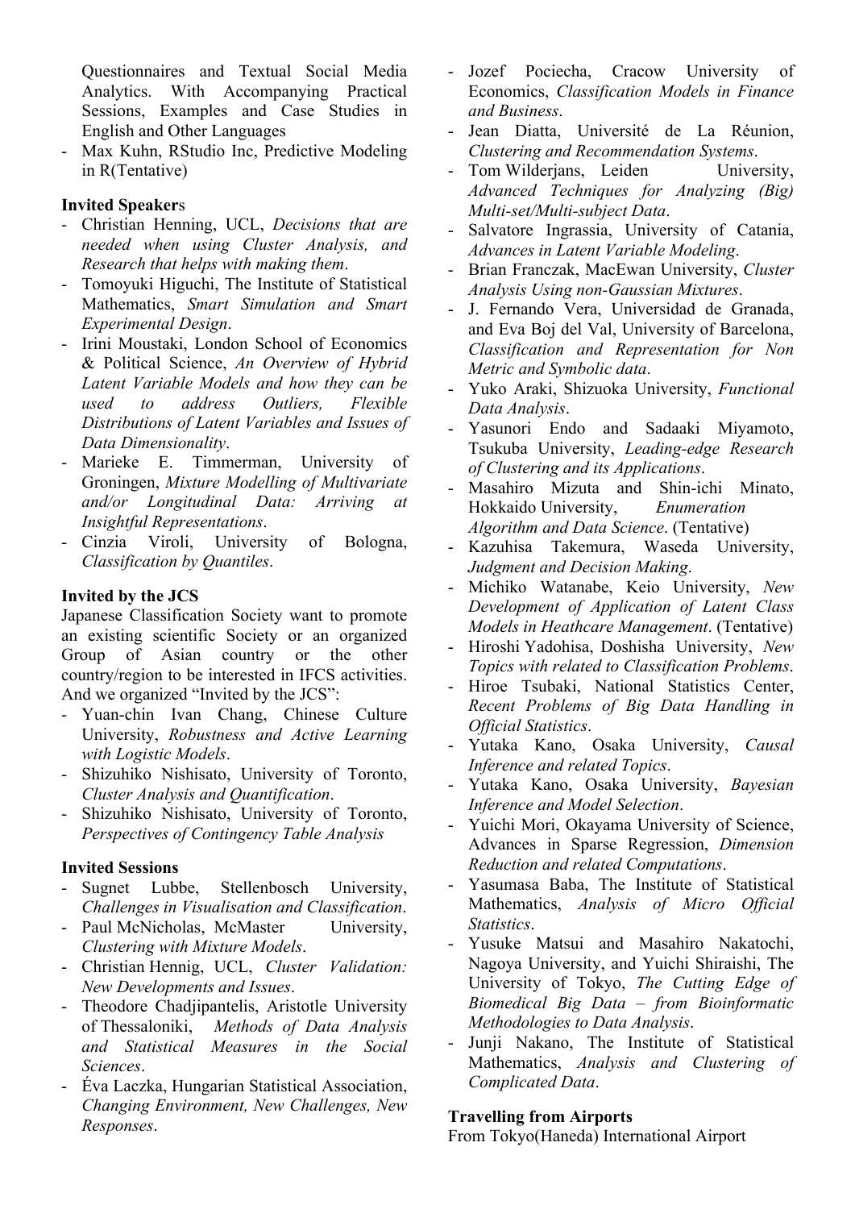Questionnaires and Textual Social Media Analytics. With Accompanying Practical Sessions, Examples and Case Studies in English and Other Languages
- Max Kuhn, RStudio Inc, Predictive Modeling in R(Tentative)

**Invited Speakers**
- Christian Henning, UCL, *Decisions that are needed when using Cluster Analysis, and Research that helps with making them*.
- Tomoyuki Higuchi, The Institute of Statistical Mathematics, *Smart Simulation and Smart Experimental Design*.
- Irini Moustaki, London School of Economics & Political Science, *An Overview of Hybrid Latent Variable Models and how they can be used to address Outliers, Flexible Distributions of Latent Variables and Issues of Data Dimensionality*.
- Marieke E. Timmerman, University of Groningen, *Mixture Modelling of Multivariate and/or Longitudinal Data: Arriving at Insightful Representations*.
- Cinzia Viroli, University of Bologna, *Classification by Quantiles*.

**Invited by the JCS**
Japanese Classification Society want to promote an existing scientific Society or an organized Group of Asian country or the other country/region to be interested in IFCS activities. And we organized "Invited by the JCS":
- Yuan-chin Ivan Chang, Chinese Culture University, *Robustness and Active Learning with Logistic Models*.
- Shizuhiko Nishisato, University of Toronto, *Cluster Analysis and Quantification*.
- Shizuhiko Nishisato, University of Toronto, *Perspectives of Contingency Table Analysis*

**Invited Sessions**
- Sugnet Lubbe, Stellenbosch University, *Challenges in Visualisation and Classification*.
- Paul McNicholas, McMaster University, *Clustering with Mixture Models*.
- Christian Hennig, UCL, *Cluster Validation: New Developments and Issues*.
- Theodore Chadjipantelis, Aristotle University of Thessaloniki, *Methods of Data Analysis and Statistical Measures in the Social Sciences*.
- Éva Laczka, Hungarian Statistical Association, *Changing Environment, New Challenges, New Responses*.
- Jozef Pociecha, Cracow University of Economics, *Classification Models in Finance and Business*.
- Jean Diatta, Université de La Réunion, *Clustering and Recommendation Systems*.
- Tom Wilderjans, Leiden University, *Advanced Techniques for Analyzing (Big) Multi-set/Multi-subject Data*.
- Salvatore Ingrassia, University of Catania, *Advances in Latent Variable Modeling*.
- Brian Franczak, MacEwan University, *Cluster Analysis Using non-Gaussian Mixtures*.
- J. Fernando Vera, Universidad de Granada, and Eva Boj del Val, University of Barcelona, *Classification and Representation for Non Metric and Symbolic data*.
- Yuko Araki, Shizuoka University, *Functional Data Analysis*.
- Yasunori Endo and Sadaaki Miyamoto, Tsukuba University, *Leading-edge Research of Clustering and its Applications*.
- Masahiro Mizuta and Shin-ichi Minato, Hokkaido University, *Enumeration Algorithm and Data Science*. (Tentative)
- Kazuhisa Takemura, Waseda University, *Judgment and Decision Making*.
- Michiko Watanabe, Keio University, *New Development of Application of Latent Class Models in Heathcare Management*. (Tentative)
- Hiroshi Yadohisa, Doshisha University, *New Topics with related to Classification Problems*.
- Hiroe Tsubaki, National Statistics Center, *Recent Problems of Big Data Handling in Official Statistics*.
- Yutaka Kano, Osaka University, *Causal Inference and related Topics*.
- Yutaka Kano, Osaka University, *Bayesian Inference and Model Selection*.
- Yuichi Mori, Okayama University of Science, Advances in Sparse Regression, *Dimension Reduction and related Computations*.
- Yasumasa Baba, The Institute of Statistical Mathematics, *Analysis of Micro Official Statistics*.
- Yusuke Matsui and Masahiro Nakatochi, Nagoya University, and Yuichi Shiraishi, The University of Tokyo, *The Cutting Edge of Biomedical Big Data – from Bioinformatic Methodologies to Data Analysis*.
- Junji Nakano, The Institute of Statistical Mathematics, *Analysis and Clustering of Complicated Data*.

**Travelling from Airports**
From Tokyo(Haneda) International Airport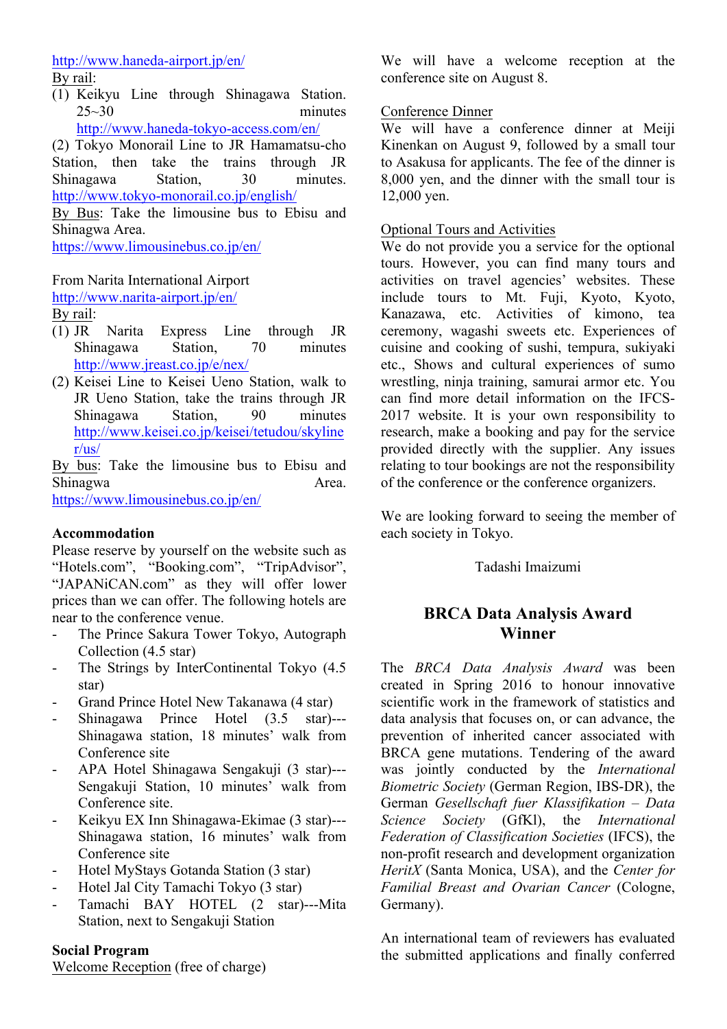http://www.haneda-airport.jp/en/

By rail:

(1) Keikyu Line through Shinagawa Station. 25~30 minutes http://www.haneda-tokyo-access.com/en/

(2) Tokyo Monorail Line to JR Hamamatsu-cho Station, then take the trains through JR Shinagawa Station, 30 minutes. http://www.tokyo-monorail.co.jp/english/

By Bus: Take the limousine bus to Ebisu and Shinagwa Area. https://www.limousinebus.co.jp/en/

From Narita International Airport
http://www.narita-airport.jp/en/

By rail:

(1) JR Narita Express Line through JR Shinagawa Station, 70 minutes http://www.jreast.co.jp/e/nex/

(2) Keisei Line to Keisei Ueno Station, walk to JR Ueno Station, take the trains through JR Shinagawa Station, 90 minutes http://www.keisei.co.jp/keisei/tetudou/skyliner/us/

By bus: Take the limousine bus to Ebisu and Shinagwa Area. https://www.limousinebus.co.jp/en/

**Accommodation**

Please reserve by yourself on the website such as "Hotels.com", "Booking.com", "TripAdvisor", "JAPANiCAN.com" as they will offer lower prices than we can offer. The following hotels are near to the conference venue.

- The Prince Sakura Tower Tokyo, Autograph Collection (4.5 star)
- The Strings by InterContinental Tokyo (4.5 star)
- Grand Prince Hotel New Takanawa (4 star)
- Shinagawa Prince Hotel (3.5 star)---Shinagawa station, 18 minutes' walk from Conference site
- APA Hotel Shinagawa Sengakuji (3 star)---Sengakuji Station, 10 minutes' walk from Conference site.
- Keikyu EX Inn Shinagawa-Ekimae (3 star)---Shinagawa station, 16 minutes' walk from Conference site
- Hotel MyStays Gotanda Station (3 star)
- Hotel Jal City Tamachi Tokyo (3 star)
- Tamachi BAY HOTEL (2 star)---Mita Station, next to Sengakuji Station

**Social Program**

Welcome Reception (free of charge)

We will have a welcome reception at the conference site on August 8.

Conference Dinner

We will have a conference dinner at Meiji Kinenkan on August 9, followed by a small tour to Asakusa for applicants. The fee of the dinner is 8,000 yen, and the dinner with the small tour is 12,000 yen.

Optional Tours and Activities

We do not provide you a service for the optional tours. However, you can find many tours and activities on travel agencies' websites. These include tours to Mt. Fuji, Kyoto, Kyoto, Kanazawa, etc. Activities of kimono, tea ceremony, wagashi sweets etc. Experiences of cuisine and cooking of sushi, tempura, sukiyaki etc., Shows and cultural experiences of sumo wrestling, ninja training, samurai armor etc. You can find more detail information on the IFCS-2017 website. It is your own responsibility to research, make a booking and pay for the service provided directly with the supplier. Any issues relating to tour bookings are not the responsibility of the conference or the conference organizers.

We are looking forward to seeing the member of each society in Tokyo.

Tadashi Imaizumi

## BRCA Data Analysis Award Winner

The *BRCA Data Analysis Award* was been created in Spring 2016 to honour innovative scientific work in the framework of statistics and data analysis that focuses on, or can advance, the prevention of inherited cancer associated with BRCA gene mutations. Tendering of the award was jointly conducted by the *International Biometric Society* (German Region, IBS-DR), the German *Gesellschaft fuer Klassifikation – Data Science Society* (GfKl), the *International Federation of Classification Societies* (IFCS), the non-profit research and development organization *HeritX* (Santa Monica, USA), and the *Center for Familial Breast and Ovarian Cancer* (Cologne, Germany).

An international team of reviewers has evaluated the submitted applications and finally conferred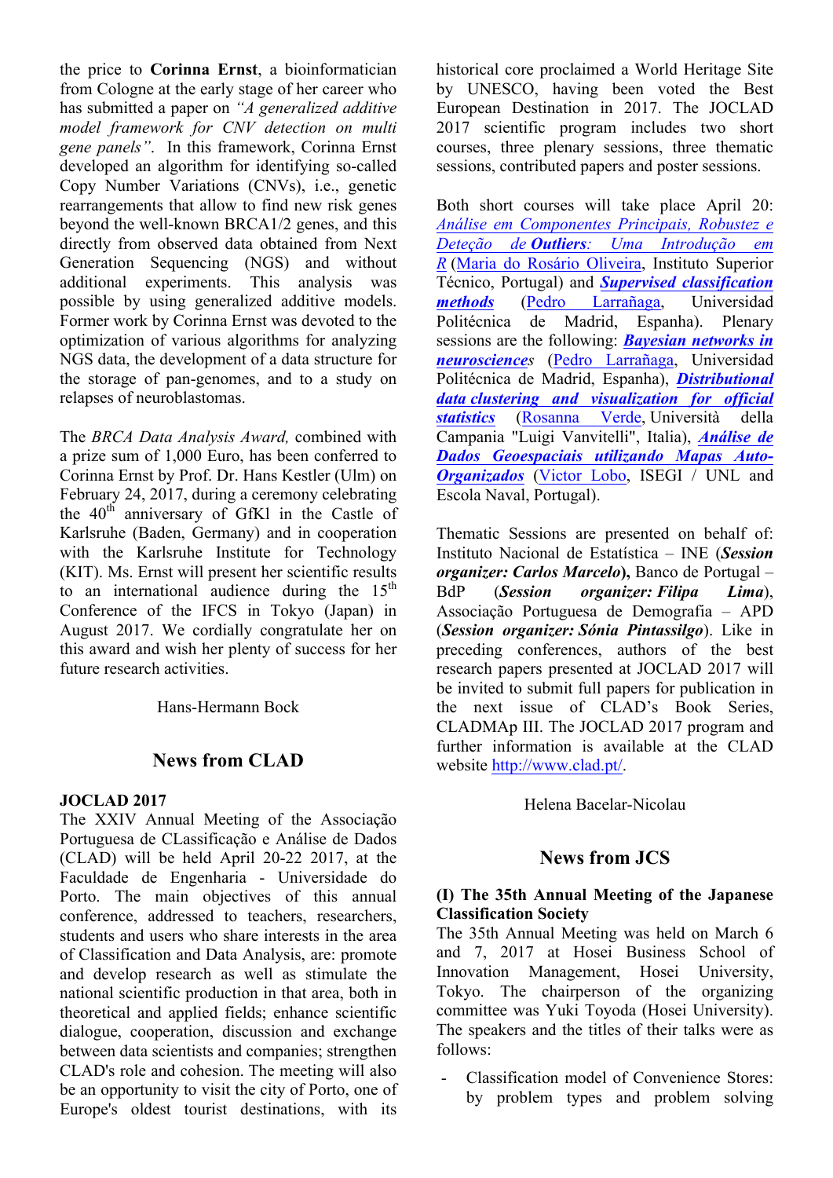the price to **Corinna Ernst**, a bioinformatician from Cologne at the early stage of her career who has submitted a paper on *"A generalized additive model framework for CNV detection on multi gene panels"*. In this framework, Corinna Ernst developed an algorithm for identifying so-called Copy Number Variations (CNVs), i.e., genetic rearrangements that allow to find new risk genes beyond the well-known BRCA1/2 genes, and this directly from observed data obtained from Next Generation Sequencing (NGS) and without additional experiments. This analysis was possible by using generalized additive models. Former work by Corinna Ernst was devoted to the optimization of various algorithms for analyzing NGS data, the development of a data structure for the storage of pan-genomes, and to a study on relapses of neuroblastomas.

The *BRCA Data Analysis Award,* combined with a prize sum of 1,000 Euro, has been conferred to Corinna Ernst by Prof. Dr. Hans Kestler (Ulm) on February 24, 2017, during a ceremony celebrating the 40th anniversary of GfKl in the Castle of Karlsruhe (Baden, Germany) and in cooperation with the Karlsruhe Institute for Technology (KIT). Ms. Ernst will present her scientific results to an international audience during the 15th Conference of the IFCS in Tokyo (Japan) in August 2017. We cordially congratulate her on this award and wish her plenty of success for her future research activities.

Hans-Hermann Bock

## News from CLAD

**JOCLAD 2017**

The XXIV Annual Meeting of the Associação Portuguesa de CLassificação e Análise de Dados (CLAD) will be held April 20-22 2017, at the Faculdade de Engenharia - Universidade do Porto. The main objectives of this annual conference, addressed to teachers, researchers, students and users who share interests in the area of Classification and Data Analysis, are: promote and develop research as well as stimulate the national scientific production in that area, both in theoretical and applied fields; enhance scientific dialogue, cooperation, discussion and exchange between data scientists and companies; strengthen CLAD's role and cohesion. The meeting will also be an opportunity to visit the city of Porto, one of Europe's oldest tourist destinations, with its historical core proclaimed a World Heritage Site by UNESCO, having been voted the Best European Destination in 2017. The JOCLAD 2017 scientific program includes two short courses, three plenary sessions, three thematic sessions, contributed papers and poster sessions.

Both short courses will take place April 20: *Análise em Componentes Principais, Robustez e Deteção de **Outliers**: Uma Introdução em R* (Maria do Rosário Oliveira, Instituto Superior Técnico, Portugal) and ***Supervised classification methods*** (Pedro Larrañaga, Universidad Politécnica de Madrid, Espanha). Plenary sessions are the following: ***Bayesian networks in neurosciences*** (Pedro Larrañaga, Universidad Politécnica de Madrid, Espanha), ***Distributional data clustering and visualization for official statistics*** (Rosanna Verde, Università della Campania "Luigi Vanvitelli", Italia), ***Análise de Dados Geoespaciais utilizando Mapas Auto-Organizados*** (Victor Lobo, ISEGI / UNL and Escola Naval, Portugal).

Thematic Sessions are presented on behalf of: Instituto Nacional de Estatística – INE (***Session organizer: Carlos Marcelo***), Banco de Portugal – BdP (***Session organizer: Filipa Lima***), Associação Portuguesa de Demografia – APD (***Session organizer: Sónia Pintassilgo***). Like in preceding conferences, authors of the best research papers presented at JOCLAD 2017 will be invited to submit full papers for publication in the next issue of CLAD's Book Series, CLADMAp III. The JOCLAD 2017 program and further information is available at the CLAD website http://www.clad.pt/.

Helena Bacelar-Nicolau

## News from JCS

**(I) The 35th Annual Meeting of the Japanese Classification Society**

The 35th Annual Meeting was held on March 6 and 7, 2017 at Hosei Business School of Innovation Management, Hosei University, Tokyo. The chairperson of the organizing committee was Yuki Toyoda (Hosei University). The speakers and the titles of their talks were as follows:

- Classification model of Convenience Stores: by problem types and problem solving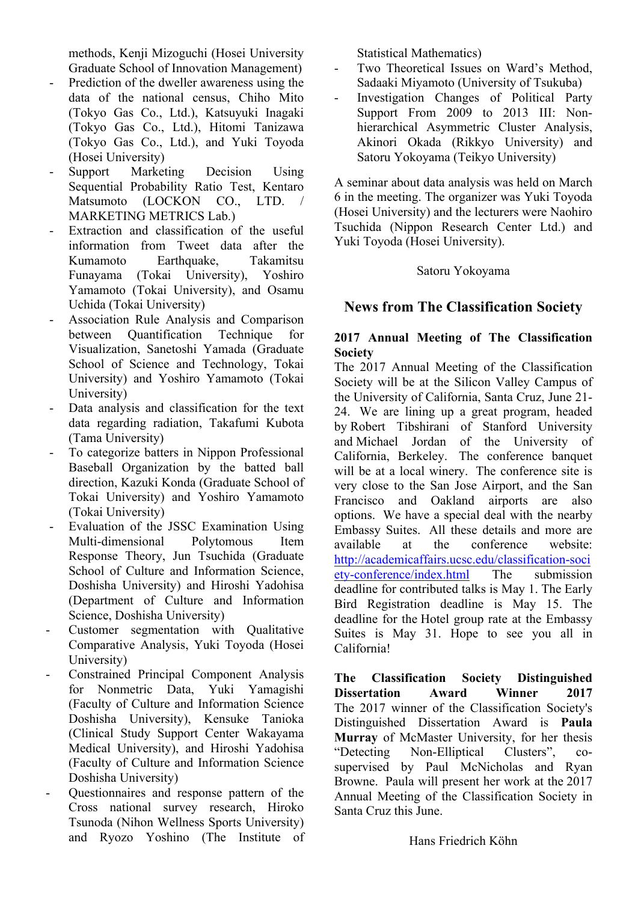methods, Kenji Mizoguchi (Hosei University Graduate School of Innovation Management)

- Prediction of the dweller awareness using the data of the national census, Chiho Mito (Tokyo Gas Co., Ltd.), Katsuyuki Inagaki (Tokyo Gas Co., Ltd.), Hitomi Tanizawa (Tokyo Gas Co., Ltd.), and Yuki Toyoda (Hosei University)
- Support Marketing Decision Using Sequential Probability Ratio Test, Kentaro Matsumoto (LOCKON CO., LTD. / MARKETING METRICS Lab.)
- Extraction and classification of the useful information from Tweet data after the Kumamoto Earthquake, Takamitsu Funayama (Tokai University), Yoshiro Yamamoto (Tokai University), and Osamu Uchida (Tokai University)
- Association Rule Analysis and Comparison between Quantification Technique for Visualization, Sanetoshi Yamada (Graduate School of Science and Technology, Tokai University) and Yoshiro Yamamoto (Tokai University)
- Data analysis and classification for the text data regarding radiation, Takafumi Kubota (Tama University)
- To categorize batters in Nippon Professional Baseball Organization by the batted ball direction, Kazuki Konda (Graduate School of Tokai University) and Yoshiro Yamamoto (Tokai University)
- Evaluation of the JSSC Examination Using Multi-dimensional Polytomous Item Response Theory, Jun Tsuchida (Graduate School of Culture and Information Science, Doshisha University) and Hiroshi Yadohisa (Department of Culture and Information Science, Doshisha University)
- Customer segmentation with Qualitative Comparative Analysis, Yuki Toyoda (Hosei University)
- Constrained Principal Component Analysis for Nonmetric Data, Yuki Yamagishi (Faculty of Culture and Information Science Doshisha University), Kensuke Tanioka (Clinical Study Support Center Wakayama Medical University), and Hiroshi Yadohisa (Faculty of Culture and Information Science Doshisha University)
- Questionnaires and response pattern of the Cross national survey research, Hiroko Tsunoda (Nihon Wellness Sports University) and Ryozo Yoshino (The Institute of Statistical Mathematics)
- Two Theoretical Issues on Ward's Method, Sadaaki Miyamoto (University of Tsukuba)
- Investigation Changes of Political Party Support From 2009 to 2013 III: Non-hierarchical Asymmetric Cluster Analysis, Akinori Okada (Rikkyo University) and Satoru Yokoyama (Teikyo University)

A seminar about data analysis was held on March 6 in the meeting. The organizer was Yuki Toyoda (Hosei University) and the lecturers were Naohiro Tsuchida (Nippon Research Center Ltd.) and Yuki Toyoda (Hosei University).

Satoru Yokoyama

## News from The Classification Society

**2017 Annual Meeting of The Classification Society**

The 2017 Annual Meeting of the Classification Society will be at the Silicon Valley Campus of the University of California, Santa Cruz, June 21-24. We are lining up a great program, headed by Robert Tibshirani of Stanford University and Michael Jordan of the University of California, Berkeley. The conference banquet will be at a local winery. The conference site is very close to the San Jose Airport, and the San Francisco and Oakland airports are also options. We have a special deal with the nearby Embassy Suites. All these details and more are available at the conference website: http://academicaffairs.ucsc.edu/classification-society-conference/index.html The submission deadline for contributed talks is May 1. The Early Bird Registration deadline is May 15. The deadline for the Hotel group rate at the Embassy Suites is May 31. Hope to see you all in California!

**The Classification Society Distinguished Dissertation Award Winner 2017**

The 2017 winner of the Classification Society's Distinguished Dissertation Award is **Paula Murray** of McMaster University, for her thesis "Detecting Non-Elliptical Clusters", co-supervised by Paul McNicholas and Ryan Browne. Paula will present her work at the 2017 Annual Meeting of the Classification Society in Santa Cruz this June.

Hans Friedrich Köhn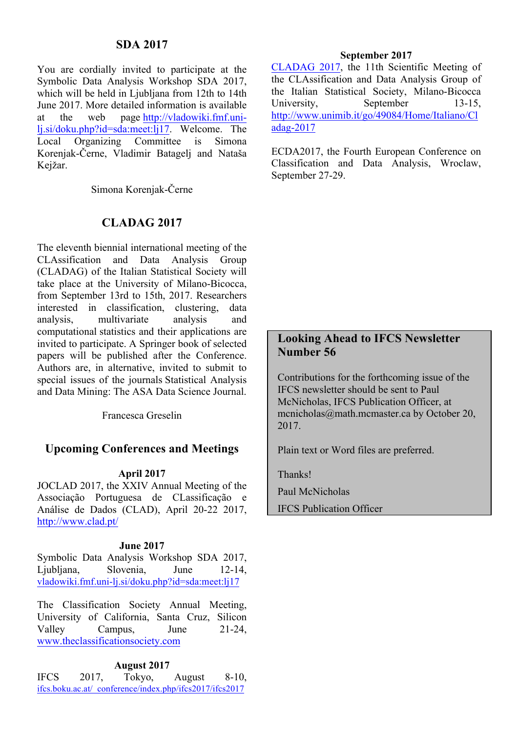## SDA 2017

You are cordially invited to participate at the Symbolic Data Analysis Workshop SDA 2017, which will be held in Ljubljana from 12th to 14th June 2017. More detailed information is available at the web page http://vladowiki.fmf.uni-lj.si/doku.php?id=sda:meet:lj17. Welcome. The Local Organizing Committee is Simona Korenjak-Černe, Vladimir Batagelj and Nataša Kejžar.

Simona Korenjak-Černe

## CLADAG 2017

The eleventh biennial international meeting of the CLAssification and Data Analysis Group (CLADAG) of the Italian Statistical Society will take place at the University of Milano-Bicocca, from September 13rd to 15th, 2017. Researchers interested in classification, clustering, data analysis, multivariate analysis and computational statistics and their applications are invited to participate. A Springer book of selected papers will be published after the Conference. Authors are, in alternative, invited to submit to special issues of the journals Statistical Analysis and Data Mining: The ASA Data Science Journal.

Francesca Greselin

## Upcoming Conferences and Meetings

**April 2017**

JOCLAD 2017, the XXIV Annual Meeting of the Associação Portuguesa de CLassificação e Análise de Dados (CLAD), April 20-22 2017, http://www.clad.pt/

**June 2017**

Symbolic Data Analysis Workshop SDA 2017, Ljubljana, Slovenia, June 12-14, vladowiki.fmf.uni-lj.si/doku.php?id=sda:meet:lj17

The Classification Society Annual Meeting, University of California, Santa Cruz, Silicon Valley Campus, June 21-24, www.theclassificationsociety.com

**August 2017**

IFCS 2017, Tokyo, August 8-10, ifcs.boku.ac.at/ conference/index.php/ifcs2017/ifcs2017

**September 2017**

CLADAG 2017, the 11th Scientific Meeting of the CLAssification and Data Analysis Group of the Italian Statistical Society, Milano-Bicocca University, September 13-15, http://www.unimib.it/go/49084/Home/Italiano/Cladag-2017

ECDA2017, the Fourth European Conference on Classification and Data Analysis, Wroclaw, September 27-29.

## Looking Ahead to IFCS Newsletter Number 56

Contributions for the forthcoming issue of the IFCS newsletter should be sent to Paul McNicholas, IFCS Publication Officer, at mcnicholas@math.mcmaster.ca by October 20, 2017.

Plain text or Word files are preferred.

Thanks!

Paul McNicholas

IFCS Publication Officer